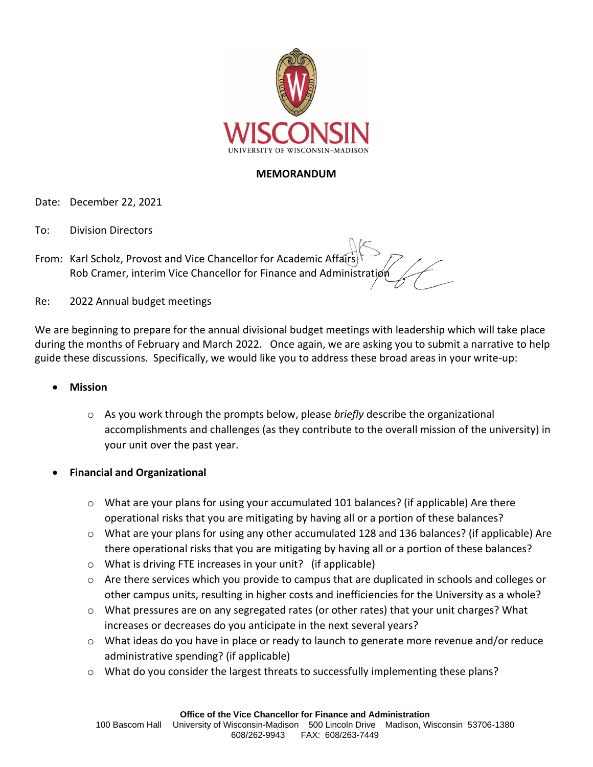WISCONSIN

UNIVERSITY OF WISCONSIN–MADISON

**MEMORANDUM**

Date: December 22, 2021

To: Division Directors

From: Karl Scholz, Provost and Vice Chancellor for Academic Affairs
Rob Cramer, interim Vice Chancellor for Finance and Administration

Re: 2022 Annual budget meetings

We are beginning to prepare for the annual divisional budget meetings with leadership which will take place during the months of February and March 2022. Once again, we are asking you to submit a narrative to help guide these discussions. Specifically, we would like you to address these broad areas in your write-up:

- **Mission**
  - As you work through the prompts below, please *briefly* describe the organizational accomplishments and challenges (as they contribute to the overall mission of the university) in your unit over the past year.

- **Financial and Organizational**
  - What are your plans for using your accumulated 101 balances? (if applicable) Are there operational risks that you are mitigating by having all or a portion of these balances?
  - What are your plans for using any other accumulated 128 and 136 balances? (if applicable) Are there operational risks that you are mitigating by having all or a portion of these balances?
  - What is driving FTE increases in your unit? (if applicable)
  - Are there services which you provide to campus that are duplicated in schools and colleges or other campus units, resulting in higher costs and inefficiencies for the University as a whole?
  - What pressures are on any segregated rates (or other rates) that your unit charges? What increases or decreases do you anticipate in the next several years?
  - What ideas do you have in place or ready to launch to generate more revenue and/or reduce administrative spending? (if applicable)
  - What do you consider the largest threats to successfully implementing these plans?

**Office of the Vice Chancellor for Finance and Administration**
100 Bascom Hall University of Wisconsin-Madison 500 Lincoln Drive Madison, Wisconsin 53706-1380
608/262-9943 FAX: 608/263-7449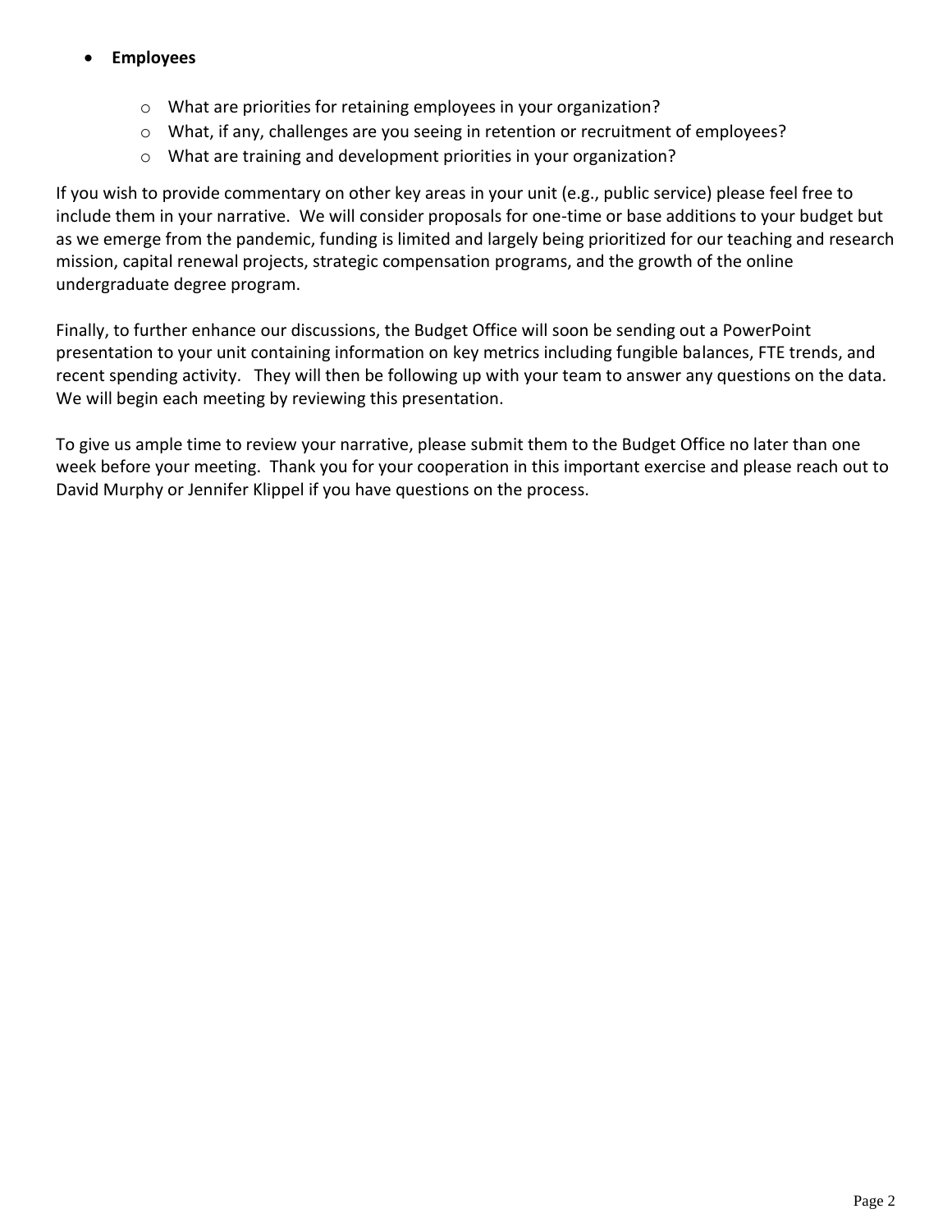- **Employees**
  - What are priorities for retaining employees in your organization?
  - What, if any, challenges are you seeing in retention or recruitment of employees?
  - What are training and development priorities in your organization?

If you wish to provide commentary on other key areas in your unit (e.g., public service) please feel free to include them in your narrative. We will consider proposals for one-time or base additions to your budget but as we emerge from the pandemic, funding is limited and largely being prioritized for our teaching and research mission, capital renewal projects, strategic compensation programs, and the growth of the online undergraduate degree program.

Finally, to further enhance our discussions, the Budget Office will soon be sending out a PowerPoint presentation to your unit containing information on key metrics including fungible balances, FTE trends, and recent spending activity. They will then be following up with your team to answer any questions on the data. We will begin each meeting by reviewing this presentation.

To give us ample time to review your narrative, please submit them to the Budget Office no later than one week before your meeting. Thank you for your cooperation in this important exercise and please reach out to David Murphy or Jennifer Klippel if you have questions on the process.